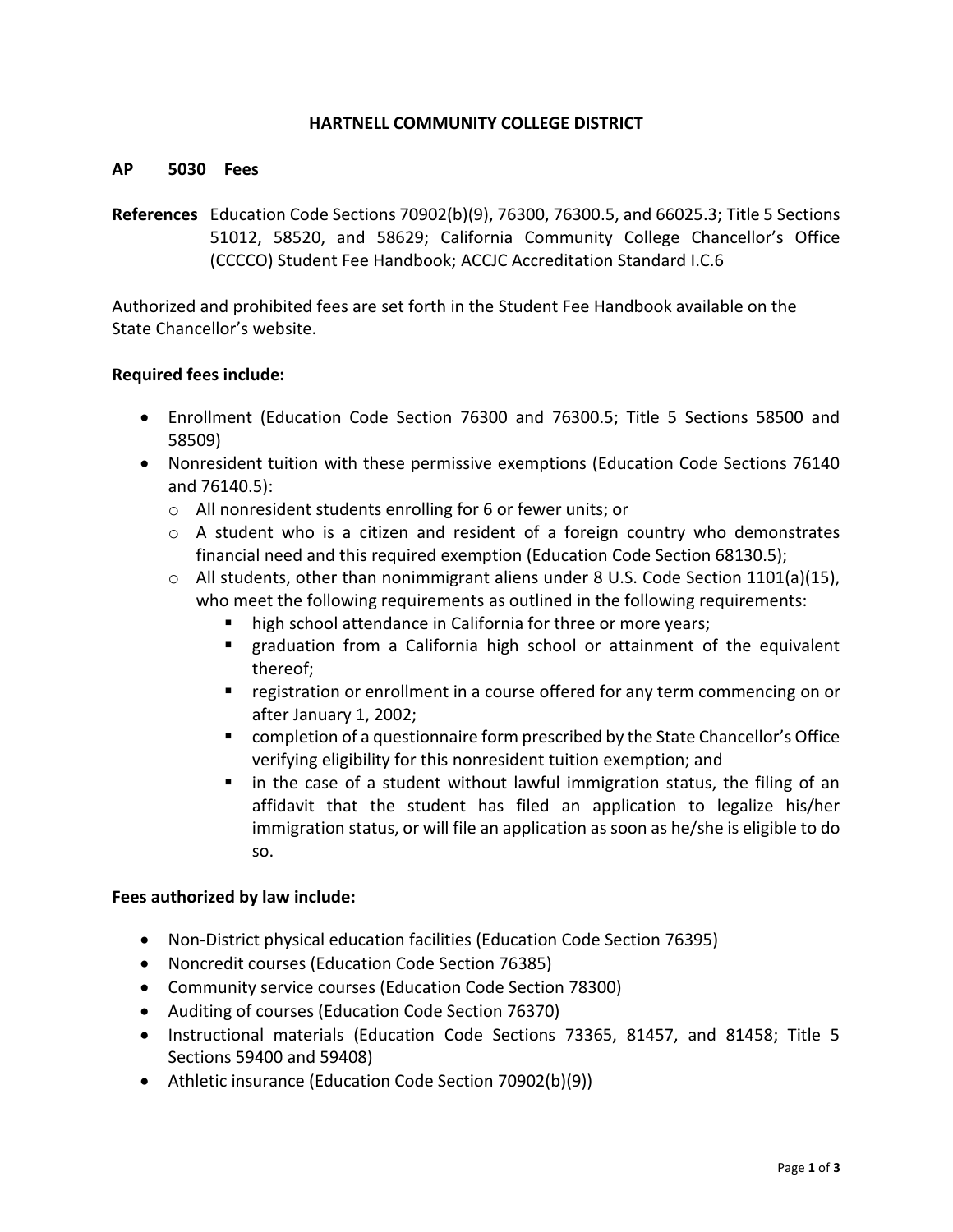# HARTNELL COMMUNITY COLLEGE DISTRICT

## AP 5030 Fees

**References** Education Code Sections 70902(b)(9), 76300, 76300.5, and 66025.3; Title 5 Sections 51012, 58520, and 58629; California Community College Chancellor's Office (CCCCO) Student Fee Handbook; ACCJC Accreditation Standard I.C.6

Authorized and prohibited fees are set forth in the Student Fee Handbook available on the State Chancellor's website.

**Required fees include:**

- Enrollment (Education Code Section 76300 and 76300.5; Title 5 Sections 58500 and 58509)
- Nonresident tuition with these permissive exemptions (Education Code Sections 76140 and 76140.5):
  - All nonresident students enrolling for 6 or fewer units; or
  - A student who is a citizen and resident of a foreign country who demonstrates financial need and this required exemption (Education Code Section 68130.5);
  - All students, other than nonimmigrant aliens under 8 U.S. Code Section 1101(a)(15), who meet the following requirements as outlined in the following requirements:
    - high school attendance in California for three or more years;
    - graduation from a California high school or attainment of the equivalent thereof;
    - registration or enrollment in a course offered for any term commencing on or after January 1, 2002;
    - completion of a questionnaire form prescribed by the State Chancellor's Office verifying eligibility for this nonresident tuition exemption; and
    - in the case of a student without lawful immigration status, the filing of an affidavit that the student has filed an application to legalize his/her immigration status, or will file an application as soon as he/she is eligible to do so.

**Fees authorized by law include:**

- Non-District physical education facilities (Education Code Section 76395)
- Noncredit courses (Education Code Section 76385)
- Community service courses (Education Code Section 78300)
- Auditing of courses (Education Code Section 76370)
- Instructional materials (Education Code Sections 73365, 81457, and 81458; Title 5 Sections 59400 and 59408)
- Athletic insurance (Education Code Section 70902(b)(9))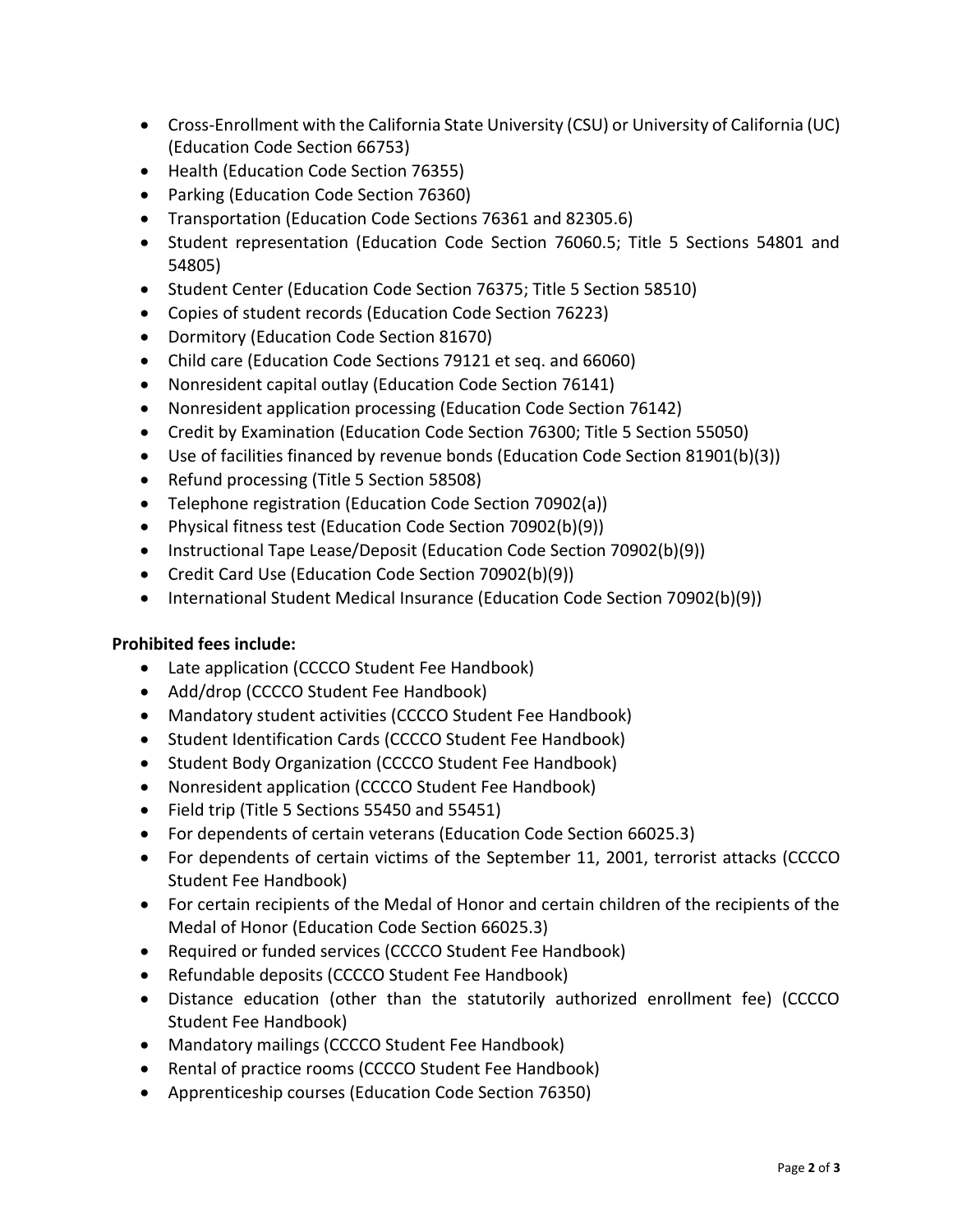- Cross-Enrollment with the California State University (CSU) or University of California (UC) (Education Code Section 66753)
- Health (Education Code Section 76355)
- Parking (Education Code Section 76360)
- Transportation (Education Code Sections 76361 and 82305.6)
- Student representation (Education Code Section 76060.5; Title 5 Sections 54801 and 54805)
- Student Center (Education Code Section 76375; Title 5 Section 58510)
- Copies of student records (Education Code Section 76223)
- Dormitory (Education Code Section 81670)
- Child care (Education Code Sections 79121 et seq. and 66060)
- Nonresident capital outlay (Education Code Section 76141)
- Nonresident application processing (Education Code Section 76142)
- Credit by Examination (Education Code Section 76300; Title 5 Section 55050)
- Use of facilities financed by revenue bonds (Education Code Section 81901(b)(3))
- Refund processing (Title 5 Section 58508)
- Telephone registration (Education Code Section 70902(a))
- Physical fitness test (Education Code Section 70902(b)(9))
- Instructional Tape Lease/Deposit (Education Code Section 70902(b)(9))
- Credit Card Use (Education Code Section 70902(b)(9))
- International Student Medical Insurance (Education Code Section 70902(b)(9))

**Prohibited fees include:**

- Late application (CCCCO Student Fee Handbook)
- Add/drop (CCCCO Student Fee Handbook)
- Mandatory student activities (CCCCO Student Fee Handbook)
- Student Identification Cards (CCCCO Student Fee Handbook)
- Student Body Organization (CCCCO Student Fee Handbook)
- Nonresident application (CCCCO Student Fee Handbook)
- Field trip (Title 5 Sections 55450 and 55451)
- For dependents of certain veterans (Education Code Section 66025.3)
- For dependents of certain victims of the September 11, 2001, terrorist attacks (CCCCO Student Fee Handbook)
- For certain recipients of the Medal of Honor and certain children of the recipients of the Medal of Honor (Education Code Section 66025.3)
- Required or funded services (CCCCO Student Fee Handbook)
- Refundable deposits (CCCCO Student Fee Handbook)
- Distance education (other than the statutorily authorized enrollment fee) (CCCCO Student Fee Handbook)
- Mandatory mailings (CCCCO Student Fee Handbook)
- Rental of practice rooms (CCCCO Student Fee Handbook)
- Apprenticeship courses (Education Code Section 76350)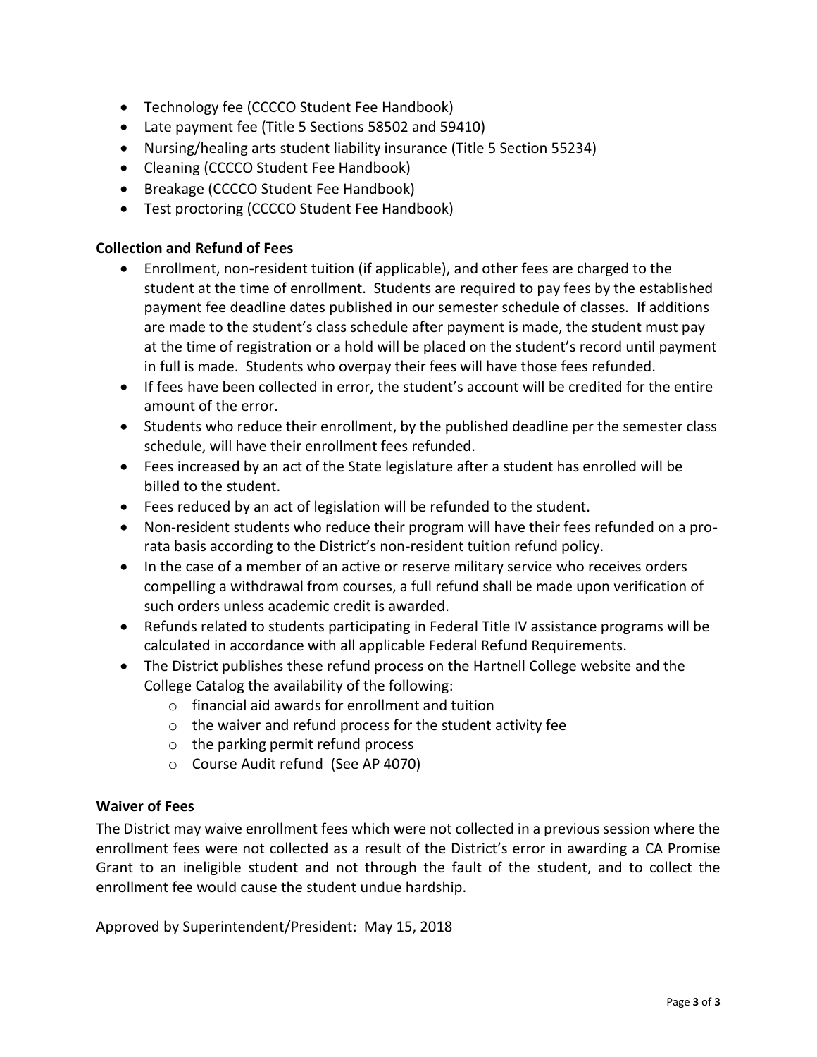- Technology fee (CCCCO Student Fee Handbook)
- Late payment fee (Title 5 Sections 58502 and 59410)
- Nursing/healing arts student liability insurance (Title 5 Section 55234)
- Cleaning (CCCCO Student Fee Handbook)
- Breakage (CCCCO Student Fee Handbook)
- Test proctoring (CCCCO Student Fee Handbook)

**Collection and Refund of Fees**

- Enrollment, non-resident tuition (if applicable), and other fees are charged to the student at the time of enrollment. Students are required to pay fees by the established payment fee deadline dates published in our semester schedule of classes. If additions are made to the student's class schedule after payment is made, the student must pay at the time of registration or a hold will be placed on the student's record until payment in full is made. Students who overpay their fees will have those fees refunded.
- If fees have been collected in error, the student's account will be credited for the entire amount of the error.
- Students who reduce their enrollment, by the published deadline per the semester class schedule, will have their enrollment fees refunded.
- Fees increased by an act of the State legislature after a student has enrolled will be billed to the student.
- Fees reduced by an act of legislation will be refunded to the student.
- Non-resident students who reduce their program will have their fees refunded on a pro-rata basis according to the District's non-resident tuition refund policy.
- In the case of a member of an active or reserve military service who receives orders compelling a withdrawal from courses, a full refund shall be made upon verification of such orders unless academic credit is awarded.
- Refunds related to students participating in Federal Title IV assistance programs will be calculated in accordance with all applicable Federal Refund Requirements.
- The District publishes these refund process on the Hartnell College website and the College Catalog the availability of the following:
  - financial aid awards for enrollment and tuition
  - the waiver and refund process for the student activity fee
  - the parking permit refund process
  - Course Audit refund (See AP 4070)

**Waiver of Fees**

The District may waive enrollment fees which were not collected in a previous session where the enrollment fees were not collected as a result of the District's error in awarding a CA Promise Grant to an ineligible student and not through the fault of the student, and to collect the enrollment fee would cause the student undue hardship.

Approved by Superintendent/President: May 15, 2018